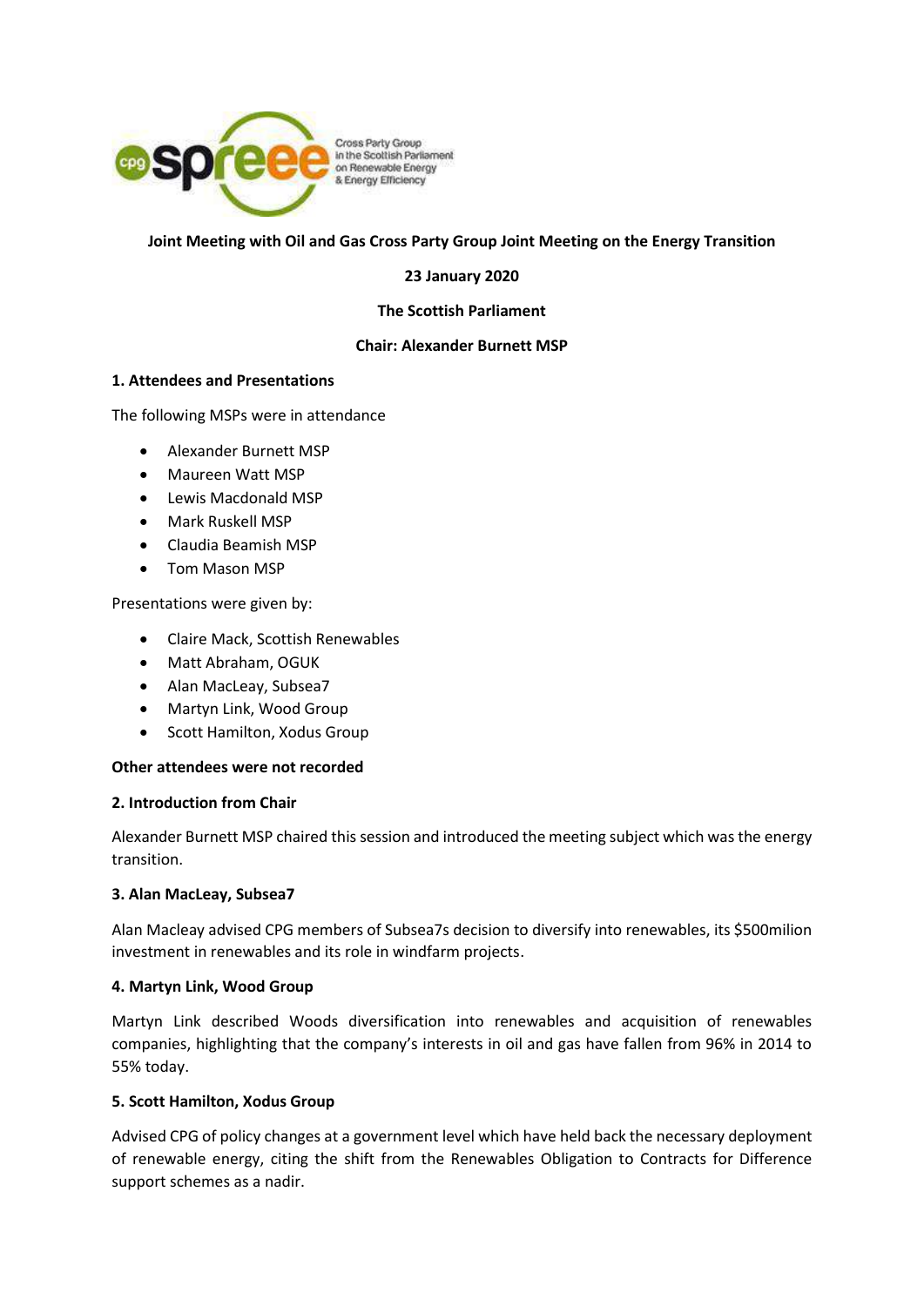**Joint Meeting with Oil and Gas Cross Party Group Joint Meeting on the Energy Transition**

**23 January 2020**

**The Scottish Parliament**

**Chair: Alexander Burnett MSP**

### 1. Attendees and Presentations

The following MSPs were in attendance

- Alexander Burnett MSP
- Maureen Watt MSP
- Lewis Macdonald MSP
- Mark Ruskell MSP
- Claudia Beamish MSP
- Tom Mason MSP

Presentations were given by:

- Claire Mack, Scottish Renewables
- Matt Abraham, OGUK
- Alan MacLeay, Subsea7
- Martyn Link, Wood Group
- Scott Hamilton, Xodus Group

**Other attendees were not recorded**

### 2. Introduction from Chair

Alexander Burnett MSP chaired this session and introduced the meeting subject which was the energy transition.

### 3. Alan MacLeay, Subsea7

Alan Macleay advised CPG members of Subsea7s decision to diversify into renewables, its $500milion investment in renewables and its role in windfarm projects.

### 4. Martyn Link, Wood Group

Martyn Link described Woods diversification into renewables and acquisition of renewables companies, highlighting that the company's interests in oil and gas have fallen from 96% in 2014 to 55% today.

### 5. Scott Hamilton, Xodus Group

Advised CPG of policy changes at a government level which have held back the necessary deployment of renewable energy, citing the shift from the Renewables Obligation to Contracts for Difference support schemes as a nadir.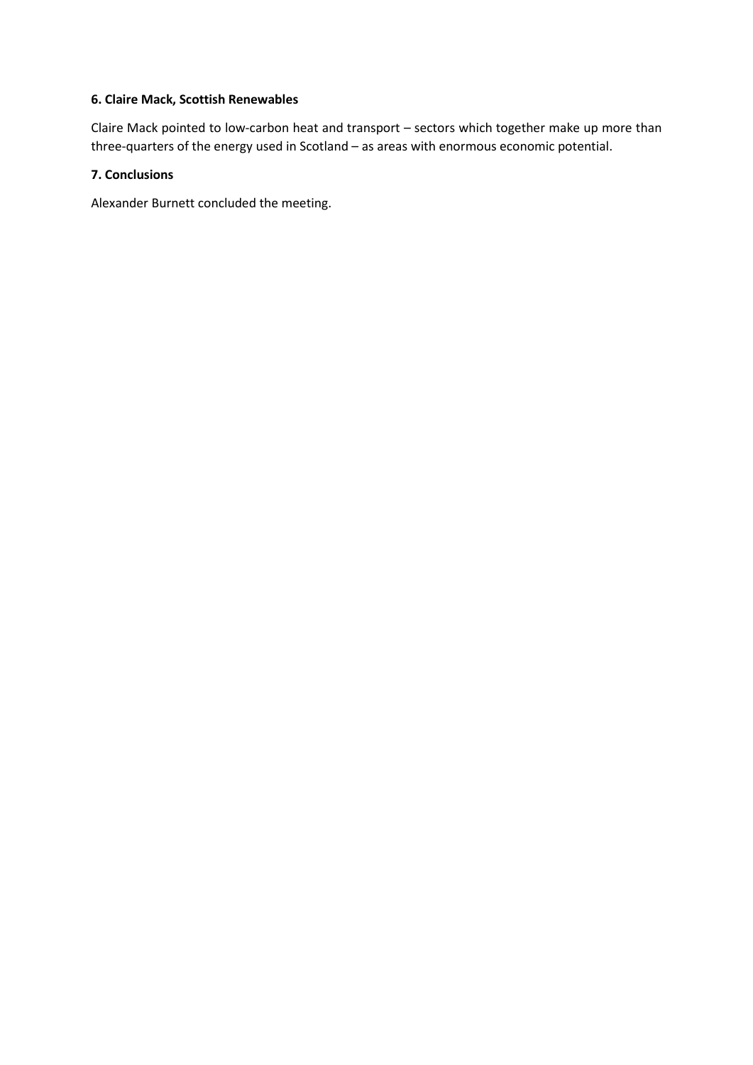### 6. Claire Mack, Scottish Renewables

Claire Mack pointed to low-carbon heat and transport – sectors which together make up more than three-quarters of the energy used in Scotland – as areas with enormous economic potential.

### 7. Conclusions

Alexander Burnett concluded the meeting.